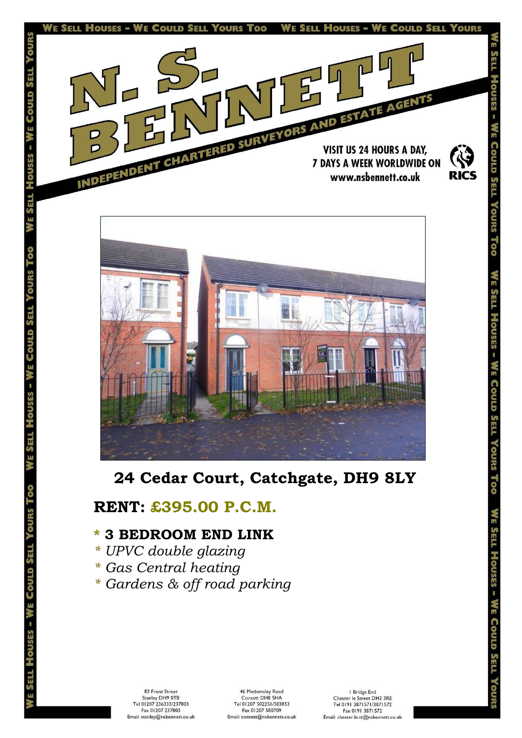WE SELL HOUSES - WE COULD SELL YOURS TOO

# N. S. BENNETT

INDEPENDENT CHARTERED SURVEYORS AND ESTATE AGENTS

VISIT US 24 HOURS A DAY, 7 DAYS A WEEK WORLDWIDE ON www.nsbennett.co.uk

RICS

## 24 Cedar Court, Catchgate, DH9 8LY

## RENT: £395.00 P.C.M.

- **\* 3 BEDROOM END LINK**
- *\* UPVC double glazing*
- *\* Gas Central heating*
- *\* Gardens & off road parking*

83 Front Street
Stanley DH9 0TB
Tel 01207 236333/237803
Fax 01207 237803
Email: stanley@nsbennett.co.uk

46 Medomsley Road
Consett DH8 5HA
Tel 01207 502251/503853
Fax 01207 580709
Email: consett@nsbennett.co.uk

1 Bridge End
Chester le Street DH3 3RE
Tel 0191 3871571/3871572
Fax 0191 3871572
Email: chester.le.st@nsbennett.co.uk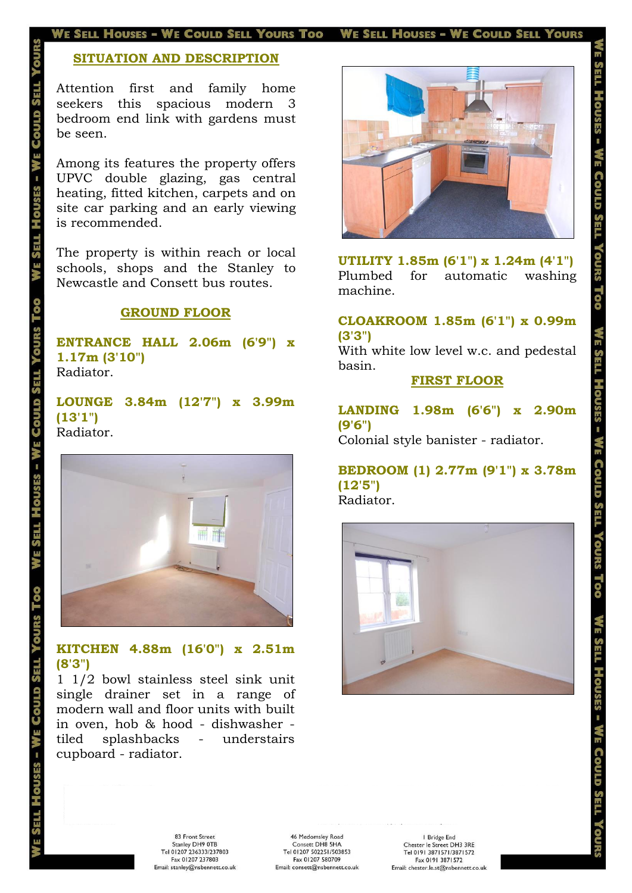## SITUATION AND DESCRIPTION

Attention first and family home seekers this spacious modern 3 bedroom end link with gardens must be seen.

Among its features the property offers UPVC double glazing, gas central heating, fitted kitchen, carpets and on site car parking and an early viewing is recommended.

The property is within reach or local schools, shops and the Stanley to Newcastle and Consett bus routes.

## GROUND FLOOR

**ENTRANCE HALL 2.06m (6'9") x 1.17m (3'10")**
Radiator.

**LOUNGE 3.84m (12'7") x 3.99m (13'1")**
Radiator.

**KITCHEN 4.88m (16'0") x 2.51m (8'3")**
1 1/2 bowl stainless steel sink unit single drainer set in a range of modern wall and floor units with built in oven, hob & hood - dishwasher - tiled splashbacks - understairs cupboard - radiator.

**UTILITY 1.85m (6'1") x 1.24m (4'1")**
Plumbed for automatic washing machine.

**CLOAKROOM 1.85m (6'1") x 0.99m (3'3")**
With white low level w.c. and pedestal basin.

## FIRST FLOOR

**LANDING 1.98m (6'6") x 2.90m (9'6")**
Colonial style banister - radiator.

**BEDROOM (1) 2.77m (9'1") x 3.78m (12'5")**
Radiator.

83 Front Street
Stanley DH9 0TB
Tel 01207 236333/237803
Fax 01207 237803
Email: stanley@nsbennett.co.uk

46 Medomsley Road
Consett DH8 5HA
Tel 01207 502251/503853
Fax 01207 580709
Email: consett@nsbennett.co.uk

1 Bridge End
Chester le Street DH3 3RE
Tel 0191 3871571/3871572
Fax 0191 3871572
Email: chester.le.st@nsbennett.co.uk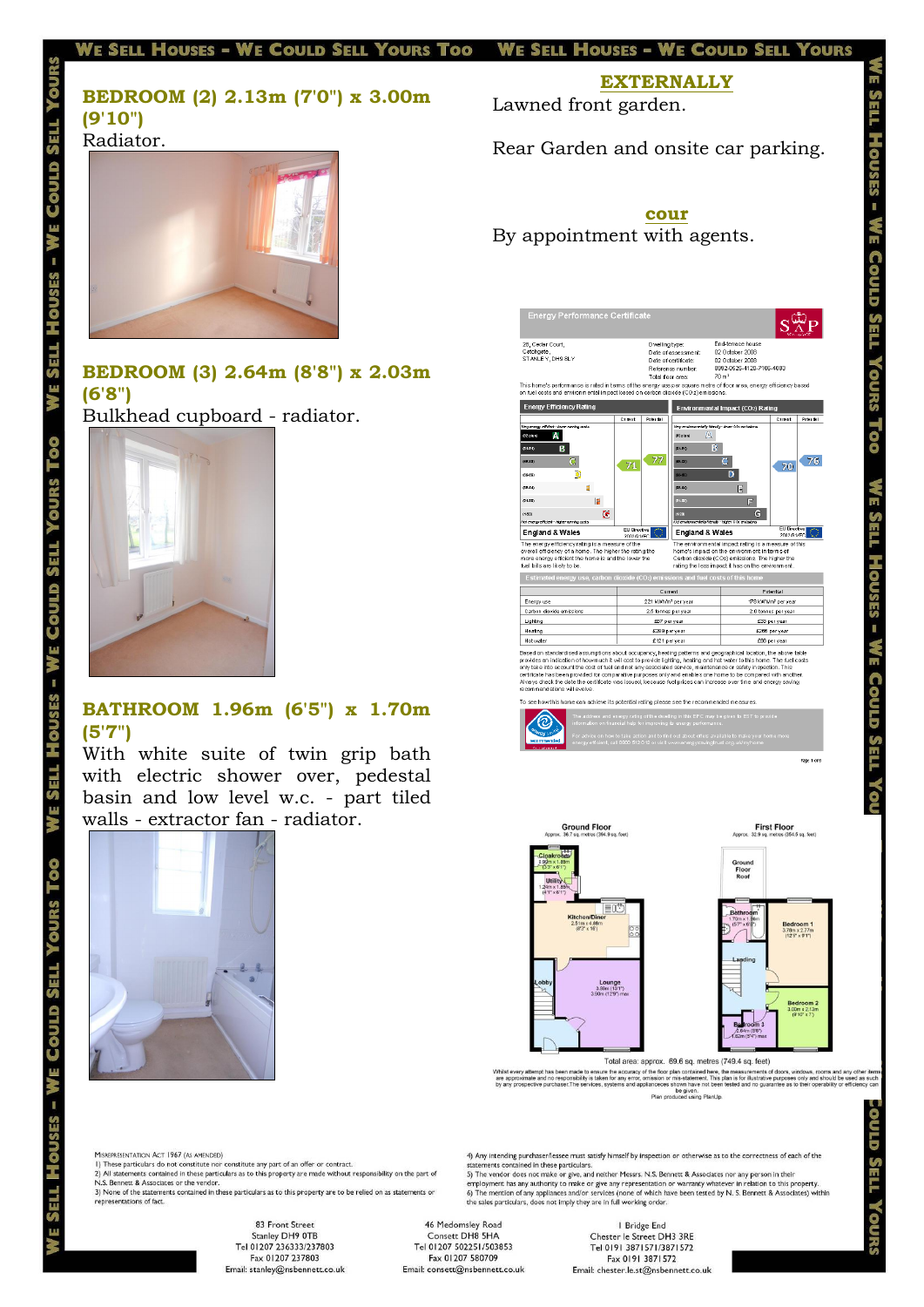## BEDROOM (2) 2.13m (7'0") x 3.00m (9'10")

Radiator.

## BEDROOM (3) 2.64m (8'8") x 2.03m (6'8")

Bulkhead cupboard - radiator.

## BATHROOM 1.96m (6'5") x 1.70m (5'7")

With white suite of twin grip bath with electric shower over, pedestal basin and low level w.c. - part tiled walls - extractor fan - radiator.

## EXTERNALLY

Lawned front garden.

Rear Garden and onsite car parking.

## cour

By appointment with agents.

**Energy Performance Certificate**

28, Cedar Court,
Catchgate,
STANLEY, DH9 8LY

Dwelling type: End-terrace house
Date of assessment: 02 October 2008
Date of certificate: 02 October 2008
Reference number: 8892-0626-4120-7166-4083
Total floor area: 70 m²

This home's performance is rated in terms of the energy use per square metre of floor area, energy efficiency based on fuel costs and environmental impact based on carbon dioxide ($CO_2$) emissions.

Energy Efficiency Rating: Current 71, Potential 77

Environmental Impact ($CO_2$) Rating: Current 70, Potential 76

England & Wales — EU Directive 2002/91/EC

The energy efficiency rating is a measure of the overall efficiency of a home. The higher the rating the more energy efficient the home is and the lower the fuel bills are likely to be.

The environmental impact rating is a measure of this home's impact on the environment in terms of carbon dioxide ($CO_2$) emissions. The higher the rating the less impact it has on the environment.

**Estimated energy use, carbon dioxide ($CO_2$) emissions and fuel costs of this home**

| | Current | Potential |
|---|---|---|
| Energy use | 221 kWh/m² per year | 175 kWh/m² per year |
| Carbon dioxide emissions | 2.6 tonnes per year | 2.0 tonnes per year |
| Lighting | £37 per year | £33 per year |
| Heating | £269 per year | £266 per year |
| Hot water | £121 per year | £90 per year |

Based on standardised assumptions about occupancy, heating patterns and geographical location, the above table provides an indication of how much it will cost to provide lighting, heating and hot water to this home. The fuel costs only take into account the cost of fuel and not any associated service, maintenance or safety inspection. This certificate has been provided for comparative purposes only and enables one home to be compared with another. Always check the date the certificate was issued, because fuel prices can increase over time and energy saving recommendations will evolve.

To see how this home can achieve its potential rating please see the recommended measures.

**Ground Floor** Approx. 36.7 sq. metres (394.9 sq. feet)

Cloakroom 2.00m x 1.85m (6'7" x 6'1"); Utility 1.24m x 1.85m (4'1" x 6'1"); Kitchen/Diner 2.51m x 4.86m (8'3" x 16'); Lobby; Lounge 3.89m (12'9") x 3.90m (12'9") max

**First Floor** Approx. 32.9 sq. metres (354.5 sq. feet)

Ground Floor Roof; Bathroom 1.70m x 1.96m (5'7" x 6'5"); Bedroom 1 3.78m x 2.77m (12'5" x 9'1"); Landing; Bedroom 2 3.00m x 2.13m (9'10" x 7'); Bedroom 3 2.64m (8'8") x 2.03m (6'8") max

Total area: approx. 69.6 sq. metres (749.4 sq. feet)

Whilst every attempt has been made to ensure the accuracy of the floor plan contained here, the measurements of doors, windows, rooms and any other items are approximate and no responsibility is taken for any error, omission or mis-statement. This plan is for illustrative purposes only and should be used as such by any prospective purchaser. The services, systems and appliances shown have not been tested and no guarantee as to their operability or efficiency can be given.
Plan produced using PlanUp.

MISREPRESENTATION ACT 1967 (AS AMENDED)

1) These particulars do not constitute nor constitute any part of an offer or contract.
2) All statements contained in these particulars as to this property are made without responsibility on the part of N.S. Bennett & Associates or the vendor.
3) None of the statements contained in these particulars as to this property are to be relied on as statements or representations of fact.
4) Any intending purchaser/lessee must satisfy himself by inspection or otherwise as to the correctness of each of the statements contained in these particulars.
5) The vendor does not make or give, and neither Messrs. N.S. Bennett & Associates nor any person in their employment has any authority to make or give any representation or warranty whatever in relation to this property.
6) The mention of any appliances and/or services (none of which have been tested by N. S. Bennett & Associates) within the sales particulars, does not imply they are in full working order.

83 Front Street
Stanley DH9 0TB
Tel 01207 236333/237803
Fax 01207 237803
Email: stanley@nsbennett.co.uk

46 Medomsley Road
Consett DH8 5HA
Tel 01207 502251/503853
Fax 01207 580709
Email: consett@nsbennett.co.uk

1 Bridge End
Chester le Street DH3 3RE
Tel 0191 3871571/3871572
Fax 0191 3871572
Email: chester.le.st@nsbennett.co.uk